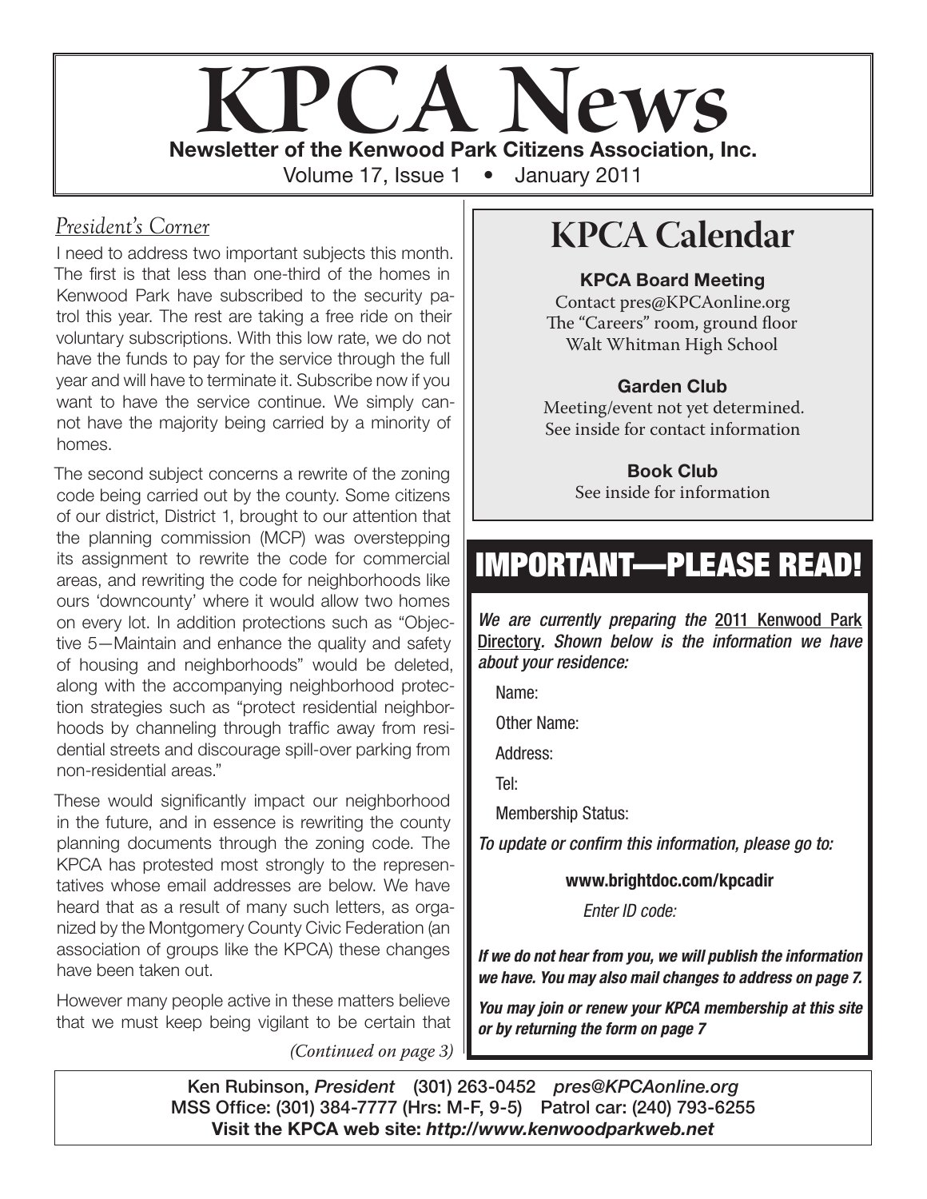# KPCA News

**Newsletter of the Kenwood Park Citizens Association, Inc.**

Volume 17, Issue 1 • January 2011

## *President's Corner*

I need to address two important subjects this month. The first is that less than one-third of the homes in Kenwood Park have subscribed to the security patrol this year. The rest are taking a free ride on their voluntary subscriptions. With this low rate, we do not have the funds to pay for the service through the full year and will have to terminate it. Subscribe now if you want to have the service continue. We simply cannot have the majority being carried by a minority of homes.

The second subject concerns a rewrite of the zoning code being carried out by the county. Some citizens of our district, District 1, brought to our attention that the planning commission (MCP) was overstepping its assignment to rewrite the code for commercial areas, and rewriting the code for neighborhoods like ours 'downcounty' where it would allow two homes on every lot. In addition protections such as "Objective 5—Maintain and enhance the quality and safety of housing and neighborhoods" would be deleted, along with the accompanying neighborhood protection strategies such as "protect residential neighborhoods by channeling through traffic away from residential streets and discourage spill-over parking from non-residential areas."

These would significantly impact our neighborhood in the future, and in essence is rewriting the county planning documents through the zoning code. The KPCA has protested most strongly to the representatives whose email addresses are below. We have heard that as a result of many such letters, as organized by the Montgomery County Civic Federation (an association of groups like the KPCA) these changes have been taken out.

However many people active in these matters believe that we must keep being vigilant to be certain that

*(Continued on page 3)*

## KPCA Calendar

**KPCA Board Meeting**
Contact pres@KPCAonline.org
The "Careers" room, ground floor
Walt Whitman High School

**Garden Club**
Meeting/event not yet determined.
See inside for contact information

**Book Club**
See inside for information

## IMPORTANT—PLEASE READ!

***We are currently preparing the 2011 Kenwood Park Directory. Shown below is the information we have about your residence:***

Name:

Other Name:

Address:

Tel:

Membership Status:

***To update or confirm this information, please go to:***

**www.brightdoc.com/kpcadir**

*Enter ID code:*

***If we do not hear from you, we will publish the information we have. You may also mail changes to address on page 7.***

***You may join or renew your KPCA membership at this site or by returning the form on page 7***

---

Ken Rubinson, *President* (301) 263-0452 *pres@KPCAonline.org*
MSS Office: (301) 384-7777 (Hrs: M-F, 9-5) Patrol car: (240) 793-6255
**Visit the KPCA web site: *http://www.kenwoodparkweb.net***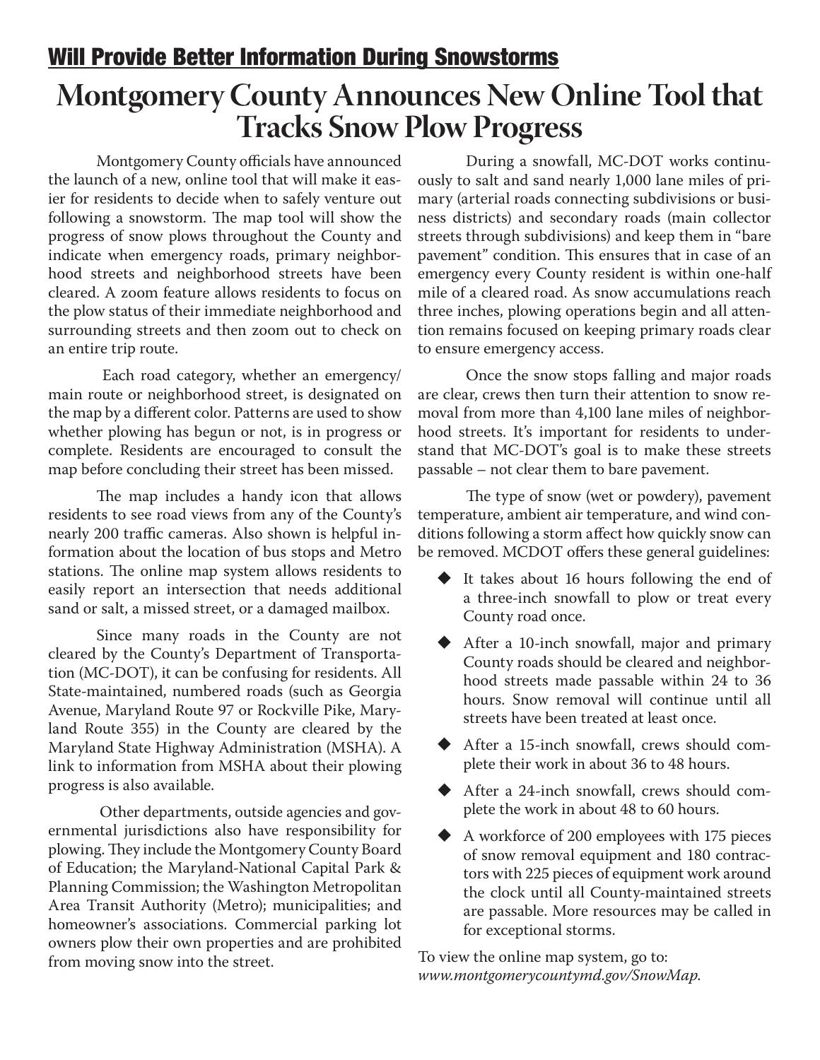## Will Provide Better Information During Snowstorms

# Montgomery County Announces New Online Tool that Tracks Snow Plow Progress

Montgomery County officials have announced the launch of a new, online tool that will make it easier for residents to decide when to safely venture out following a snowstorm. The map tool will show the progress of snow plows throughout the County and indicate when emergency roads, primary neighborhood streets and neighborhood streets have been cleared. A zoom feature allows residents to focus on the plow status of their immediate neighborhood and surrounding streets and then zoom out to check on an entire trip route.

Each road category, whether an emergency/main route or neighborhood street, is designated on the map by a different color. Patterns are used to show whether plowing has begun or not, is in progress or complete. Residents are encouraged to consult the map before concluding their street has been missed.

The map includes a handy icon that allows residents to see road views from any of the County's nearly 200 traffic cameras. Also shown is helpful information about the location of bus stops and Metro stations. The online map system allows residents to easily report an intersection that needs additional sand or salt, a missed street, or a damaged mailbox.

Since many roads in the County are not cleared by the County's Department of Transportation (MC-DOT), it can be confusing for residents. All State-maintained, numbered roads (such as Georgia Avenue, Maryland Route 97 or Rockville Pike, Maryland Route 355) in the County are cleared by the Maryland State Highway Administration (MSHA). A link to information from MSHA about their plowing progress is also available.

Other departments, outside agencies and governmental jurisdictions also have responsibility for plowing. They include the Montgomery County Board of Education; the Maryland-National Capital Park & Planning Commission; the Washington Metropolitan Area Transit Authority (Metro); municipalities; and homeowner's associations. Commercial parking lot owners plow their own properties and are prohibited from moving snow into the street.

During a snowfall, MC-DOT works continuously to salt and sand nearly 1,000 lane miles of primary (arterial roads connecting subdivisions or business districts) and secondary roads (main collector streets through subdivisions) and keep them in "bare pavement" condition. This ensures that in case of an emergency every County resident is within one-half mile of a cleared road. As snow accumulations reach three inches, plowing operations begin and all attention remains focused on keeping primary roads clear to ensure emergency access.

Once the snow stops falling and major roads are clear, crews then turn their attention to snow removal from more than 4,100 lane miles of neighborhood streets. It's important for residents to understand that MC-DOT's goal is to make these streets passable – not clear them to bare pavement.

The type of snow (wet or powdery), pavement temperature, ambient air temperature, and wind conditions following a storm affect how quickly snow can be removed. MCDOT offers these general guidelines:

- It takes about 16 hours following the end of a three-inch snowfall to plow or treat every County road once.
- After a 10-inch snowfall, major and primary County roads should be cleared and neighborhood streets made passable within 24 to 36 hours. Snow removal will continue until all streets have been treated at least once.
- After a 15-inch snowfall, crews should complete their work in about 36 to 48 hours.
- After a 24-inch snowfall, crews should complete the work in about 48 to 60 hours.
- A workforce of 200 employees with 175 pieces of snow removal equipment and 180 contractors with 225 pieces of equipment work around the clock until all County-maintained streets are passable. More resources may be called in for exceptional storms.

To view the online map system, go to:
*www.montgomerycountymd.gov/SnowMap.*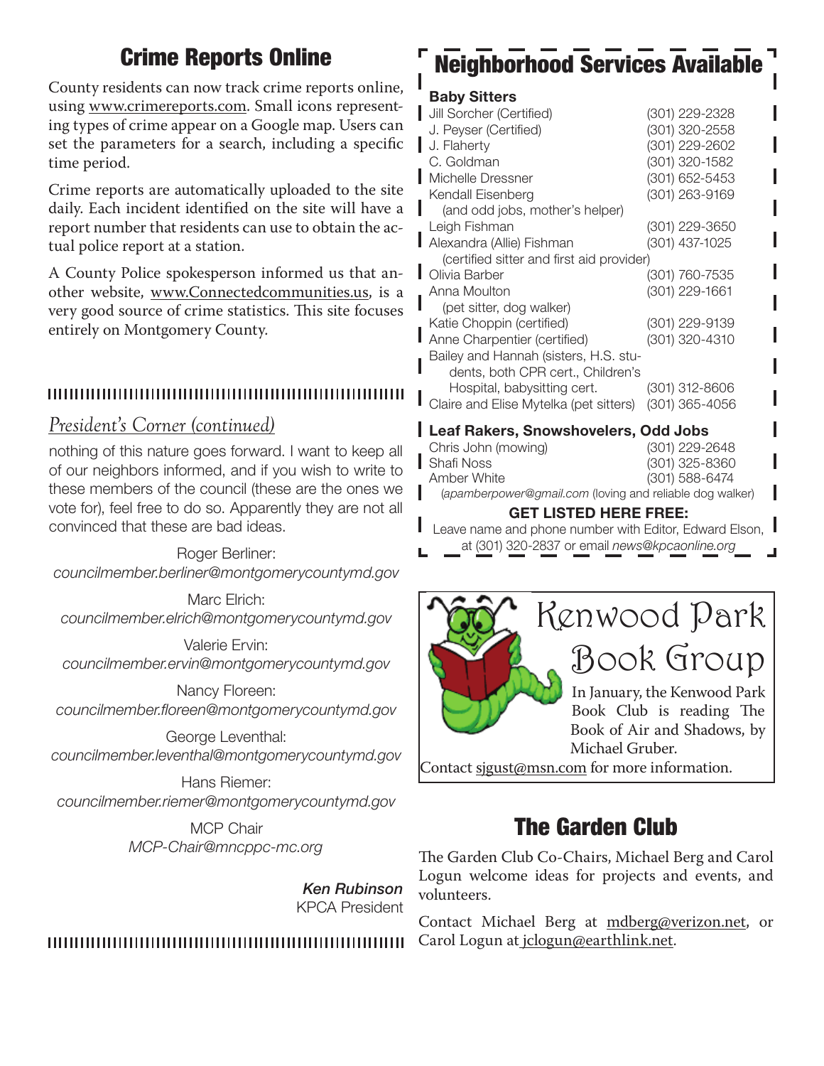## Crime Reports Online

County residents can now track crime reports online, using www.crimereports.com. Small icons representing types of crime appear on a Google map. Users can set the parameters for a search, including a specific time period.

Crime reports are automatically uploaded to the site daily. Each incident identified on the site will have a report number that residents can use to obtain the actual police report at a station.

A County Police spokesperson informed us that another website, www.Connectedcommunities.us, is a very good source of crime statistics. This site focuses entirely on Montgomery County.

### *President's Corner (continued)*

nothing of this nature goes forward. I want to keep all of our neighbors informed, and if you wish to write to these members of the council (these are the ones we vote for), feel free to do so. Apparently they are not all convinced that these are bad ideas.

Roger Berliner:
*councilmember.berliner@montgomerycountymd.gov*

Marc Elrich:
*councilmember.elrich@montgomerycountymd.gov*

Valerie Ervin:
*councilmember.ervin@montgomerycountymd.gov*

Nancy Floreen:
*councilmember.floreen@montgomerycountymd.gov*

George Leventhal:
*councilmember.leventhal@montgomerycountymd.gov*

Hans Riemer:
*councilmember.riemer@montgomerycountymd.gov*

MCP Chair
*MCP-Chair@mncppc-mc.org*

***Ken Rubinson***
KPCA President

## Neighborhood Services Available

**Baby Sitters**

| Name | Phone |
|---|---|
| Jill Sorcher (Certified) | (301) 229-2328 |
| J. Peyser (Certified) | (301) 320-2558 |
| J. Flaherty | (301) 229-2602 |
| C. Goldman | (301) 320-1582 |
| Michelle Dressner | (301) 652-5453 |
| Kendall Eisenberg (and odd jobs, mother's helper) | (301) 263-9169 |
| Leigh Fishman | (301) 229-3650 |
| Alexandra (Allie) Fishman (certified sitter and first aid provider) | (301) 437-1025 |
| Olivia Barber | (301) 760-7535 |
| Anna Moulton (pet sitter, dog walker) | (301) 229-1661 |
| Katie Choppin (certified) | (301) 229-9139 |
| Anne Charpentier (certified) | (301) 320-4310 |
| Bailey and Hannah (sisters, H.S. students, both CPR cert., Children's Hospital, babysitting cert. | (301) 312-8606 |
| Claire and Elise Mytelka (pet sitters) | (301) 365-4056 |

**Leaf Rakers, Snowshovelers, Odd Jobs**

| Name | Phone |
|---|---|
| Chris John (mowing) | (301) 229-2648 |
| Shafi Noss | (301) 325-8360 |
| Amber White | (301) 588-6474 |

(*apamberpower@gmail.com* (loving and reliable dog walker)

**GET LISTED HERE FREE:**
Leave name and phone number with Editor, Edward Elson, at (301) 320-2837 or email *news@kpcaonline.org*

## Kenwood Park Book Group

In January, the Kenwood Park Book Club is reading The Book of Air and Shadows, by Michael Gruber.

Contact sjgust@msn.com for more information.

## The Garden Club

The Garden Club Co-Chairs, Michael Berg and Carol Logun welcome ideas for projects and events, and volunteers.

Contact Michael Berg at mdberg@verizon.net, or Carol Logun at jclogun@earthlink.net.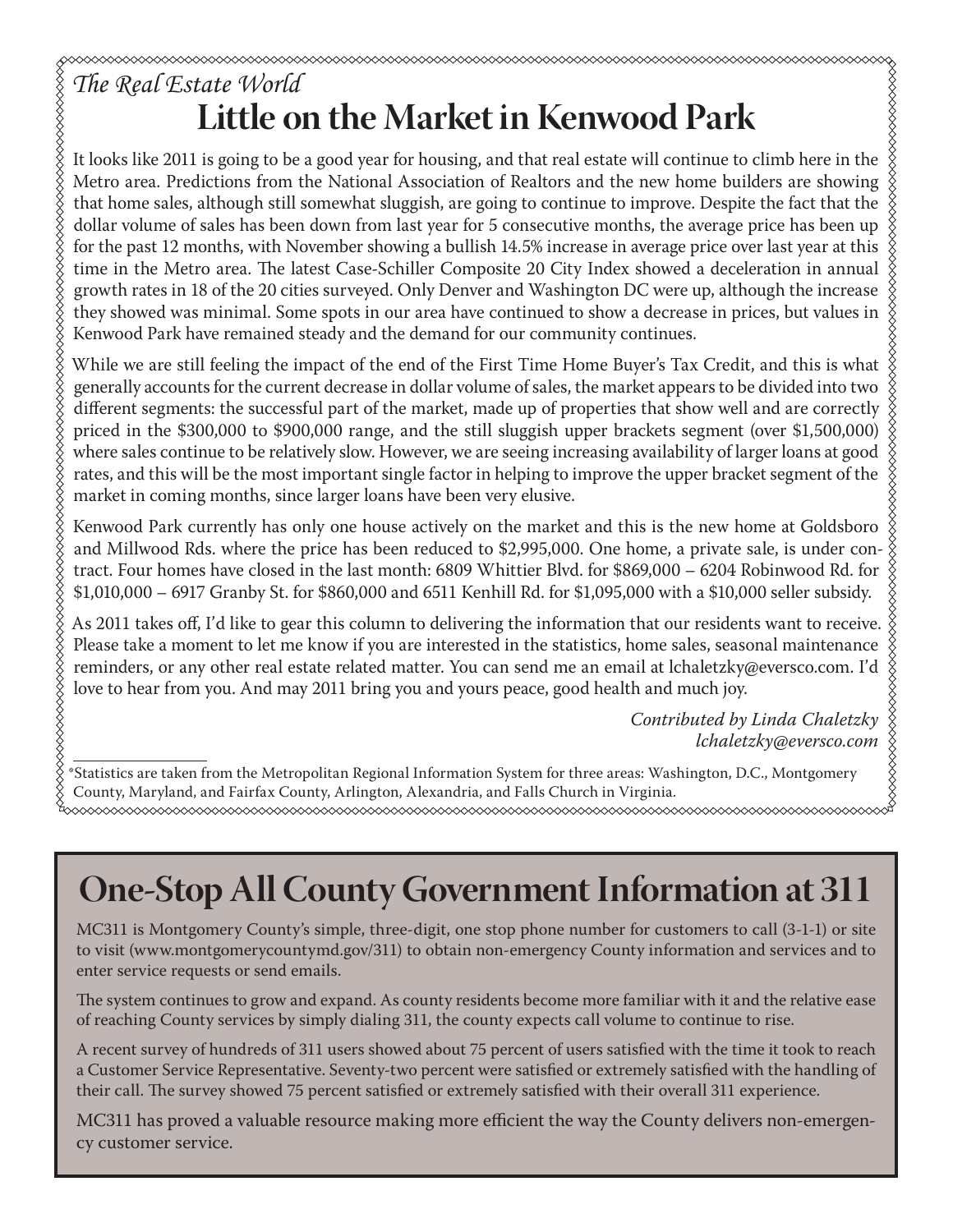*The Real Estate World*

# Little on the Market in Kenwood Park

It looks like 2011 is going to be a good year for housing, and that real estate will continue to climb here in the Metro area. Predictions from the National Association of Realtors and the new home builders are showing that home sales, although still somewhat sluggish, are going to continue to improve. Despite the fact that the dollar volume of sales has been down from last year for 5 consecutive months, the average price has been up for the past 12 months, with November showing a bullish 14.5% increase in average price over last year at this time in the Metro area. The latest Case-Schiller Composite 20 City Index showed a deceleration in annual growth rates in 18 of the 20 cities surveyed. Only Denver and Washington DC were up, although the increase they showed was minimal. Some spots in our area have continued to show a decrease in prices, but values in Kenwood Park have remained steady and the demand for our community continues.

While we are still feeling the impact of the end of the First Time Home Buyer's Tax Credit, and this is what generally accounts for the current decrease in dollar volume of sales, the market appears to be divided into two different segments: the successful part of the market, made up of properties that show well and are correctly priced in the $300,000 to $900,000 range, and the still sluggish upper brackets segment (over $1,500,000) where sales continue to be relatively slow. However, we are seeing increasing availability of larger loans at good rates, and this will be the most important single factor in helping to improve the upper bracket segment of the market in coming months, since larger loans have been very elusive.

Kenwood Park currently has only one house actively on the market and this is the new home at Goldsboro and Millwood Rds. where the price has been reduced to $2,995,000. One home, a private sale, is under contract. Four homes have closed in the last month: 6809 Whittier Blvd. for $869,000 – 6204 Robinwood Rd. for $1,010,000 – 6917 Granby St. for $860,000 and 6511 Kenhill Rd. for $1,095,000 with a $10,000 seller subsidy.

As 2011 takes off, I'd like to gear this column to delivering the information that our residents want to receive. Please take a moment to let me know if you are interested in the statistics, home sales, seasonal maintenance reminders, or any other real estate related matter. You can send me an email at lchaletzky@eversco.com. I'd love to hear from you. And may 2011 bring you and yours peace, good health and much joy.

*Contributed by Linda Chaletzky*
*lchaletzky@eversco.com*

*Statistics are taken from the Metropolitan Regional Information System for three areas: Washington, D.C., Montgomery County, Maryland, and Fairfax County, Arlington, Alexandria, and Falls Church in Virginia.

# One-Stop All County Government Information at 311

MC311 is Montgomery County's simple, three-digit, one stop phone number for customers to call (3-1-1) or site to visit (www.montgomerycountymd.gov/311) to obtain non-emergency County information and services and to enter service requests or send emails.

The system continues to grow and expand. As county residents become more familiar with it and the relative ease of reaching County services by simply dialing 311, the county expects call volume to continue to rise.

A recent survey of hundreds of 311 users showed about 75 percent of users satisfied with the time it took to reach a Customer Service Representative. Seventy-two percent were satisfied or extremely satisfied with the handling of their call. The survey showed 75 percent satisfied or extremely satisfied with their overall 311 experience.

MC311 has proved a valuable resource making more efficient the way the County delivers non-emergency customer service.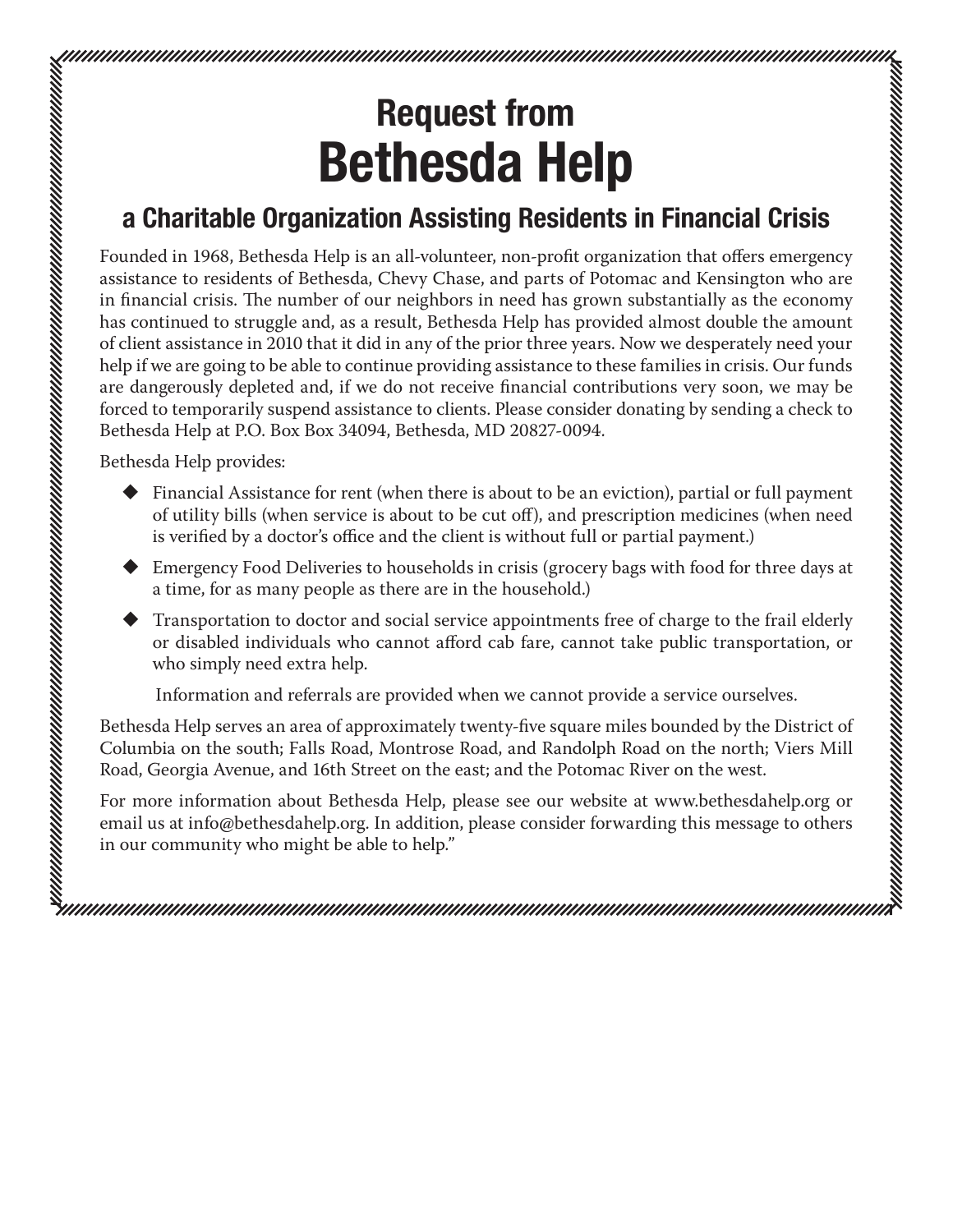## Request from

# Bethesda Help

### a Charitable Organization Assisting Residents in Financial Crisis

Founded in 1968, Bethesda Help is an all-volunteer, non-profit organization that offers emergency assistance to residents of Bethesda, Chevy Chase, and parts of Potomac and Kensington who are in financial crisis. The number of our neighbors in need has grown substantially as the economy has continued to struggle and, as a result, Bethesda Help has provided almost double the amount of client assistance in 2010 that it did in any of the prior three years. Now we desperately need your help if we are going to be able to continue providing assistance to these families in crisis. Our funds are dangerously depleted and, if we do not receive financial contributions very soon, we may be forced to temporarily suspend assistance to clients. Please consider donating by sending a check to Bethesda Help at P.O. Box Box 34094, Bethesda, MD 20827-0094.

Bethesda Help provides:

- Financial Assistance for rent (when there is about to be an eviction), partial or full payment of utility bills (when service is about to be cut off), and prescription medicines (when need is verified by a doctor's office and the client is without full or partial payment.)
- Emergency Food Deliveries to households in crisis (grocery bags with food for three days at a time, for as many people as there are in the household.)
- Transportation to doctor and social service appointments free of charge to the frail elderly or disabled individuals who cannot afford cab fare, cannot take public transportation, or who simply need extra help.

Information and referrals are provided when we cannot provide a service ourselves.

Bethesda Help serves an area of approximately twenty-five square miles bounded by the District of Columbia on the south; Falls Road, Montrose Road, and Randolph Road on the north; Viers Mill Road, Georgia Avenue, and 16th Street on the east; and the Potomac River on the west.

For more information about Bethesda Help, please see our website at www.bethesdahelp.org or email us at info@bethesdahelp.org. In addition, please consider forwarding this message to others in our community who might be able to help."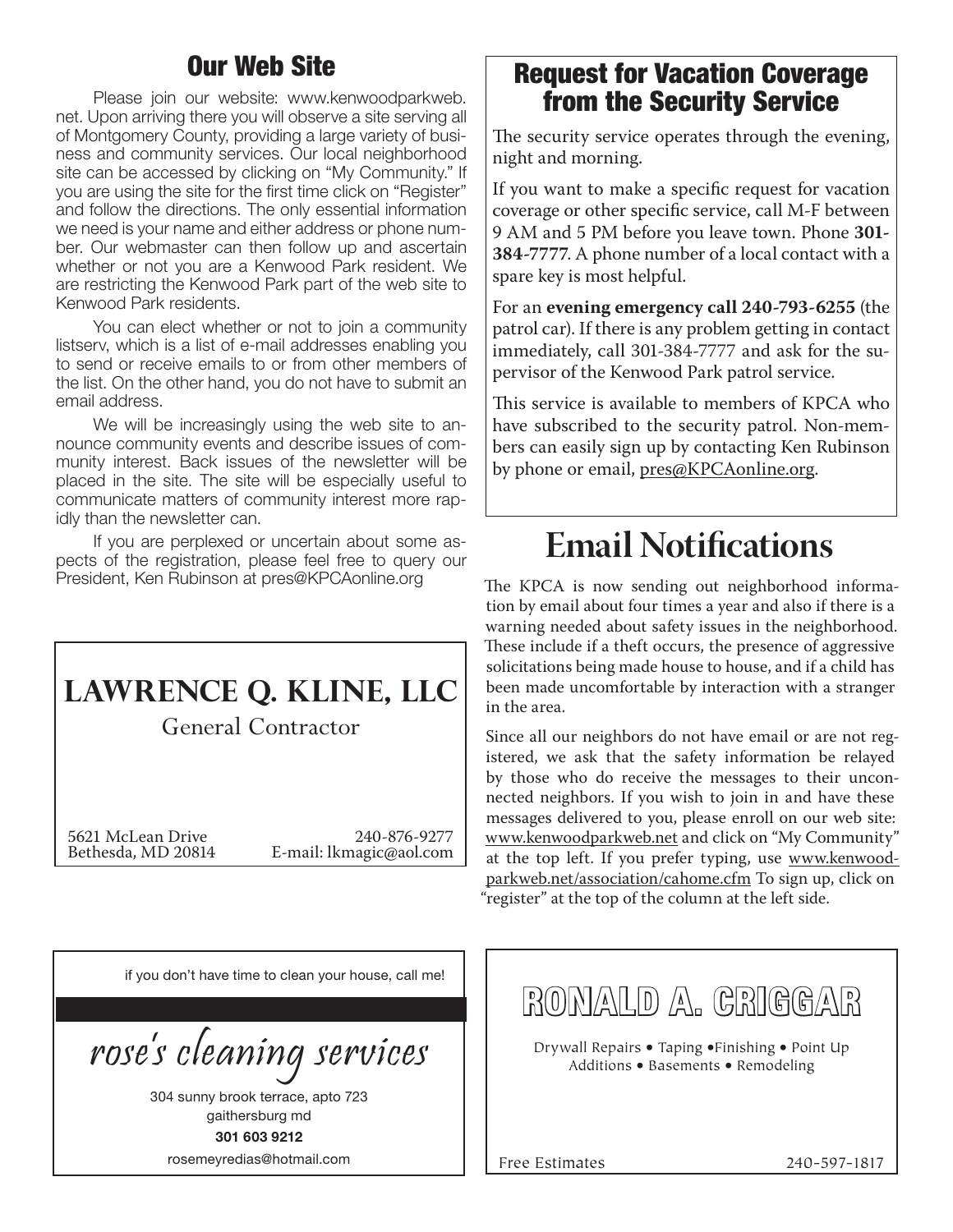## Our Web Site

Please join our website: www.kenwoodparkweb.net. Upon arriving there you will observe a site serving all of Montgomery County, providing a large variety of business and community services. Our local neighborhood site can be accessed by clicking on "My Community." If you are using the site for the first time click on "Register" and follow the directions. The only essential information we need is your name and either address or phone number. Our webmaster can then follow up and ascertain whether or not you are a Kenwood Park resident. We are restricting the Kenwood Park part of the web site to Kenwood Park residents.

You can elect whether or not to join a community listserv, which is a list of e-mail addresses enabling you to send or receive emails to or from other members of the list. On the other hand, you do not have to submit an email address.

We will be increasingly using the web site to announce community events and describe issues of community interest. Back issues of the newsletter will be placed in the site. The site will be especially useful to communicate matters of community interest more rapidly than the newsletter can.

If you are perplexed or uncertain about some aspects of the registration, please feel free to query our President, Ken Rubinson at pres@KPCAonline.org

**LAWRENCE Q. KLINE, LLC**

General Contractor

5621 McLean Drive
Bethesda, MD 20814

240-876-9277
E-mail: lkmagic@aol.com

## Request for Vacation Coverage from the Security Service

The security service operates through the evening, night and morning.

If you want to make a specific request for vacation coverage or other specific service, call M-F between 9 AM and 5 PM before you leave town. Phone **301-384-7777**. A phone number of a local contact with a spare key is most helpful.

For an **evening emergency call 240-793-6255** (the patrol car). If there is any problem getting in contact immediately, call 301-384-7777 and ask for the supervisor of the Kenwood Park patrol service.

This service is available to members of KPCA who have subscribed to the security patrol. Non-members can easily sign up by contacting Ken Rubinson by phone or email, pres@KPCAonline.org.

# Email Notifications

The KPCA is now sending out neighborhood information by email about four times a year and also if there is a warning needed about safety issues in the neighborhood. These include if a theft occurs, the presence of aggressive solicitations being made house to house, and if a child has been made uncomfortable by interaction with a stranger in the area.

Since all our neighbors do not have email or are not registered, we ask that the safety information be relayed by those who do receive the messages to their unconnected neighbors. If you wish to join in and have these messages delivered to you, please enroll on our web site: www.kenwoodparkweb.net and click on "My Community" at the top left. If you prefer typing, use www.kenwoodparkweb.net/association/cahome.cfm To sign up, click on "register" at the top of the column at the left side.

if you don't have time to clean your house, call me!

*rose's cleaning services*

304 sunny brook terrace, apto 723
gaithersburg md
**301 603 9212**
rosemeyredias@hotmail.com

**RONALD A. CRIGGAR**

Drywall Repairs • Taping • Finishing • Point Up
Additions • Basements • Remodeling

Free Estimates 240-597-1817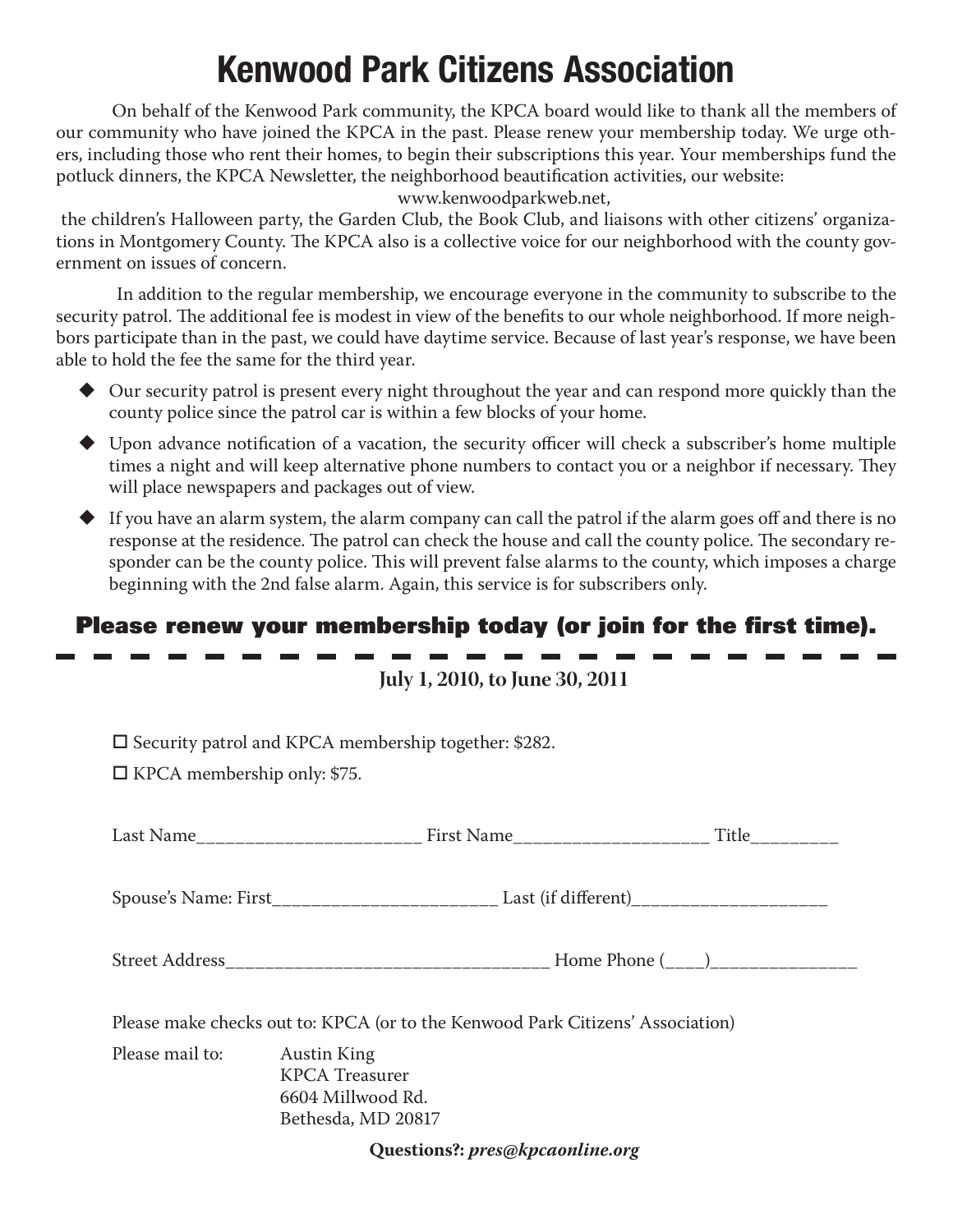# Kenwood Park Citizens Association

On behalf of the Kenwood Park community, the KPCA board would like to thank all the members of our community who have joined the KPCA in the past. Please renew your membership today. We urge others, including those who rent their homes, to begin their subscriptions this year. Your memberships fund the potluck dinners, the KPCA Newsletter, the neighborhood beautification activities, our website:

www.kenwoodparkweb.net,

the children's Halloween party, the Garden Club, the Book Club, and liaisons with other citizens' organizations in Montgomery County. The KPCA also is a collective voice for our neighborhood with the county government on issues of concern.

In addition to the regular membership, we encourage everyone in the community to subscribe to the security patrol. The additional fee is modest in view of the benefits to our whole neighborhood. If more neighbors participate than in the past, we could have daytime service. Because of last year's response, we have been able to hold the fee the same for the third year.

- Our security patrol is present every night throughout the year and can respond more quickly than the county police since the patrol car is within a few blocks of your home.
- Upon advance notification of a vacation, the security officer will check a subscriber's home multiple times a night and will keep alternative phone numbers to contact you or a neighbor if necessary. They will place newspapers and packages out of view.
- If you have an alarm system, the alarm company can call the patrol if the alarm goes off and there is no response at the residence. The patrol can check the house and call the county police. The secondary responder can be the county police. This will prevent false alarms to the county, which imposes a charge beginning with the 2nd false alarm. Again, this service is for subscribers only.

## Please renew your membership today (or join for the first time).

---

**July 1, 2010, to June 30, 2011**

☐ Security patrol and KPCA membership together: $282.

☐ KPCA membership only: $75.

Last Name_______________________ First Name____________________ Title_________

Spouse's Name: First_______________________ Last (if different)____________________

Street Address_________________________________ Home Phone (____)_______________

Please make checks out to: KPCA (or to the Kenwood Park Citizens' Association)

Please mail to:
Austin King
KPCA Treasurer
6604 Millwood Rd.
Bethesda, MD 20817

**Questions?: *pres@kpcaonline.org***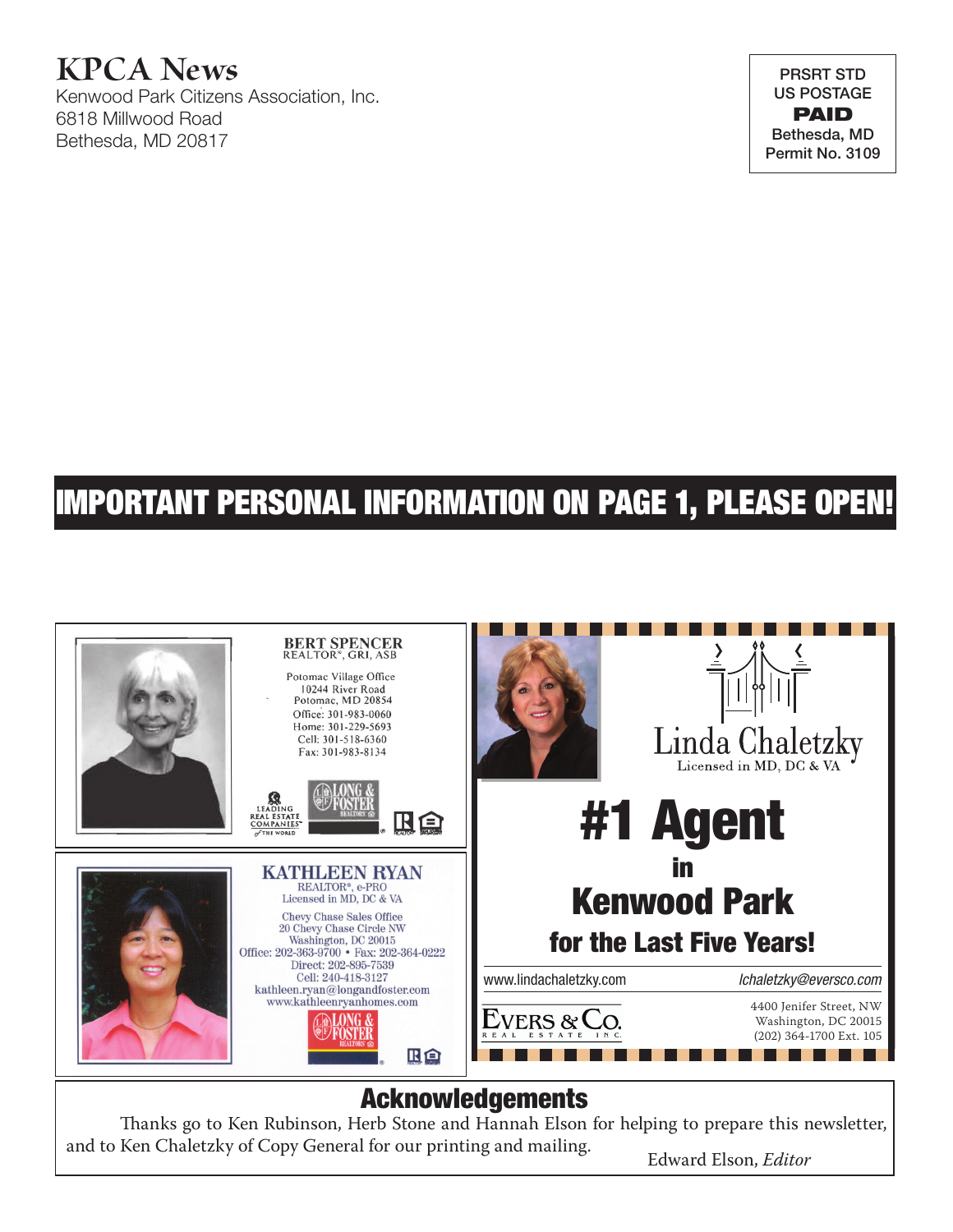**KPCA News**
Kenwood Park Citizens Association, Inc.
6818 Millwood Road
Bethesda, MD 20817

PRSRT STD
US POSTAGE
**PAID**
Bethesda, MD
Permit No. 3109

# IMPORTANT PERSONAL INFORMATION ON PAGE 1, PLEASE OPEN!

**BERT SPENCER**
REALTOR®, GRI, ASB

Potomac Village Office
10244 River Road
Potomac, MD 20854
Office: 301-983-0060
Home: 301-229-5693
Cell: 301-518-6360
Fax: 301-983-8134

LEADING REAL ESTATE COMPANIES of THE WORLD
LONG & FOSTER REALTORS

**KATHLEEN RYAN**
REALTOR®, e-PRO
Licensed in MD, DC & VA

Chevy Chase Sales Office
20 Chevy Chase Circle NW
Washington, DC 20015
Office: 202-363-9700 • Fax: 202-364-0222
Direct: 202-895-7539
Cell: 240-418-3127
kathleen.ryan@longandfoster.com
www.kathleenryanhomes.com

LONG & FOSTER REALTORS

Linda Chaletzky
Licensed in MD, DC & VA

# #1 Agent in Kenwood Park for the Last Five Years!

www.lindachaletzky.com
lchaletzky@eversco.com

EVERS & CO. REAL ESTATE INC.
4400 Jenifer Street, NW
Washington, DC 20015
(202) 364-1700 Ext. 105

## Acknowledgements

Thanks go to Ken Rubinson, Herb Stone and Hannah Elson for helping to prepare this newsletter, and to Ken Chaletzky of Copy General for our printing and mailing.

Edward Elson, *Editor*